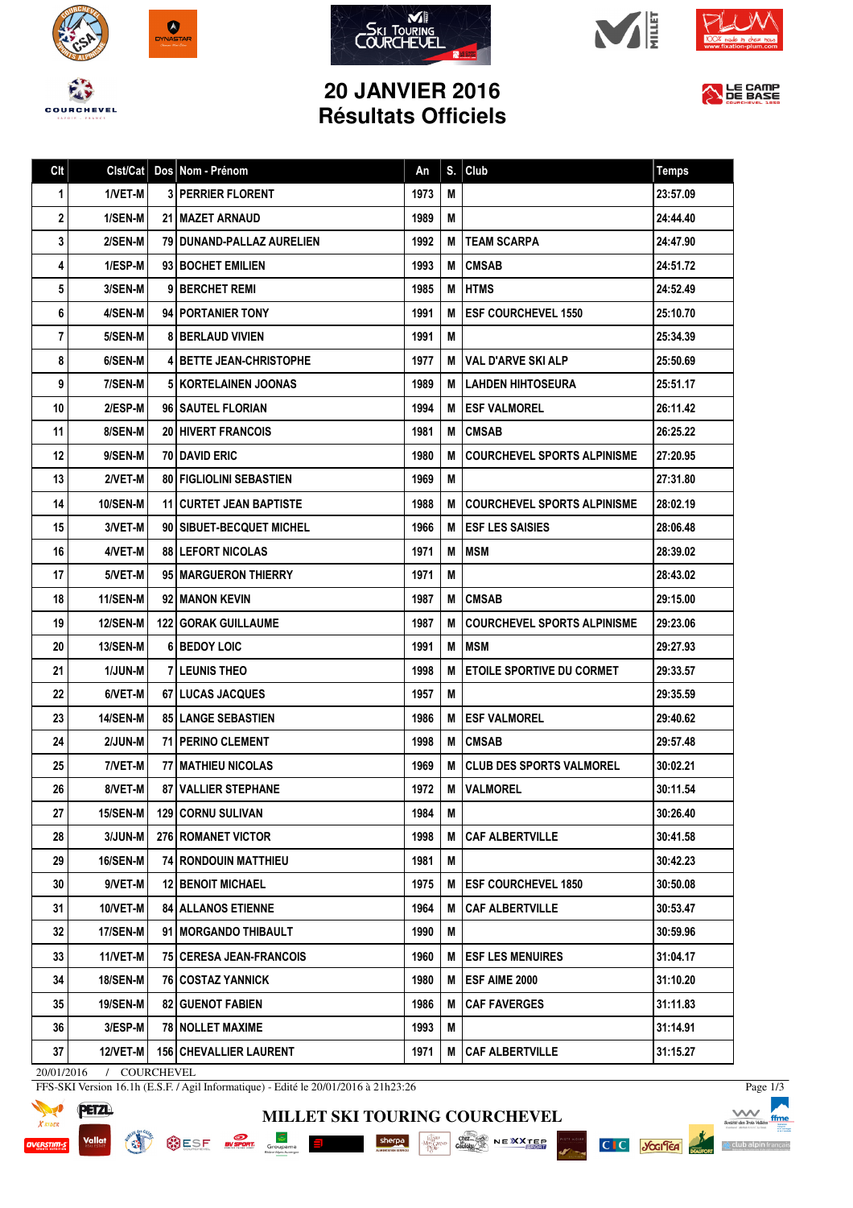# 20 JANVIER 2016
# Résultats Officiels

| Clt | Clst/Cat | Dos | Nom - Prénom | An | S. | Club | Temps |
|---|---|---|---|---|---|---|---|
| 1 | 1/VET-M | 3 | PERRIER FLORENT | 1973 | M | | 23:57.09 |
| 2 | 1/SEN-M | 21 | MAZET ARNAUD | 1989 | M | | 24:44.40 |
| 3 | 2/SEN-M | 79 | DUNAND-PALLAZ AURELIEN | 1992 | M | TEAM SCARPA | 24:47.90 |
| 4 | 1/ESP-M | 93 | BOCHET EMILIEN | 1993 | M | CMSAB | 24:51.72 |
| 5 | 3/SEN-M | 9 | BERCHET REMI | 1985 | M | HTMS | 24:52.49 |
| 6 | 4/SEN-M | 94 | PORTANIER TONY | 1991 | M | ESF COURCHEVEL 1550 | 25:10.70 |
| 7 | 5/SEN-M | 8 | BERLAUD VIVIEN | 1991 | M | | 25:34.39 |
| 8 | 6/SEN-M | 4 | BETTE JEAN-CHRISTOPHE | 1977 | M | VAL D'ARVE SKI ALP | 25:50.69 |
| 9 | 7/SEN-M | 5 | KORTELAINEN JOONAS | 1989 | M | LAHDEN HIHTOSEURA | 25:51.17 |
| 10 | 2/ESP-M | 96 | SAUTEL FLORIAN | 1994 | M | ESF VALMOREL | 26:11.42 |
| 11 | 8/SEN-M | 20 | HIVERT FRANCOIS | 1981 | M | CMSAB | 26:25.22 |
| 12 | 9/SEN-M | 70 | DAVID ERIC | 1980 | M | COURCHEVEL SPORTS ALPINISME | 27:20.95 |
| 13 | 2/VET-M | 80 | FIGLIOLINI SEBASTIEN | 1969 | M | | 27:31.80 |
| 14 | 10/SEN-M | 11 | CURTET JEAN BAPTISTE | 1988 | M | COURCHEVEL SPORTS ALPINISME | 28:02.19 |
| 15 | 3/VET-M | 90 | SIBUET-BECQUET MICHEL | 1966 | M | ESF LES SAISIES | 28:06.48 |
| 16 | 4/VET-M | 88 | LEFORT NICOLAS | 1971 | M | MSM | 28:39.02 |
| 17 | 5/VET-M | 95 | MARGUERON THIERRY | 1971 | M | | 28:43.02 |
| 18 | 11/SEN-M | 92 | MANON KEVIN | 1987 | M | CMSAB | 29:15.00 |
| 19 | 12/SEN-M | 122 | GORAK GUILLAUME | 1987 | M | COURCHEVEL SPORTS ALPINISME | 29:23.06 |
| 20 | 13/SEN-M | 6 | BEDOY LOIC | 1991 | M | MSM | 29:27.93 |
| 21 | 1/JUN-M | 7 | LEUNIS THEO | 1998 | M | ETOILE SPORTIVE DU CORMET | 29:33.57 |
| 22 | 6/VET-M | 67 | LUCAS JACQUES | 1957 | M | | 29:35.59 |
| 23 | 14/SEN-M | 85 | LANGE SEBASTIEN | 1986 | M | ESF VALMOREL | 29:40.62 |
| 24 | 2/JUN-M | 71 | PERINO CLEMENT | 1998 | M | CMSAB | 29:57.48 |
| 25 | 7/VET-M | 77 | MATHIEU NICOLAS | 1969 | M | CLUB DES SPORTS VALMOREL | 30:02.21 |
| 26 | 8/VET-M | 87 | VALLIER STEPHANE | 1972 | M | VALMOREL | 30:11.54 |
| 27 | 15/SEN-M | 129 | CORNU SULIVAN | 1984 | M | | 30:26.40 |
| 28 | 3/JUN-M | 276 | ROMANET VICTOR | 1998 | M | CAF ALBERTVILLE | 30:41.58 |
| 29 | 16/SEN-M | 74 | RONDOUIN MATTHIEU | 1981 | M | | 30:42.23 |
| 30 | 9/VET-M | 12 | BENOIT MICHAEL | 1975 | M | ESF COURCHEVEL 1850 | 30:50.08 |
| 31 | 10/VET-M | 84 | ALLANOS ETIENNE | 1964 | M | CAF ALBERTVILLE | 30:53.47 |
| 32 | 17/SEN-M | 91 | MORGANDO THIBAULT | 1990 | M | | 30:59.96 |
| 33 | 11/VET-M | 75 | CERESA JEAN-FRANCOIS | 1960 | M | ESF LES MENUIRES | 31:04.17 |
| 34 | 18/SEN-M | 76 | COSTAZ YANNICK | 1980 | M | ESF AIME 2000 | 31:10.20 |
| 35 | 19/SEN-M | 82 | GUENOT FABIEN | 1986 | M | CAF FAVERGES | 31:11.83 |
| 36 | 3/ESP-M | 78 | NOLLET MAXIME | 1993 | M | | 31:14.91 |
| 37 | 12/VET-M | 156 | CHEVALLIER LAURENT | 1971 | M | CAF ALBERTVILLE | 31:15.27 |

20/01/2016 / COURCHEVEL

FFS-SKI Version 16.1h (E.S.F. / Agil Informatique) - Edité le 20/01/2016 à 21h23:26

MILLET SKI TOURING COURCHEVEL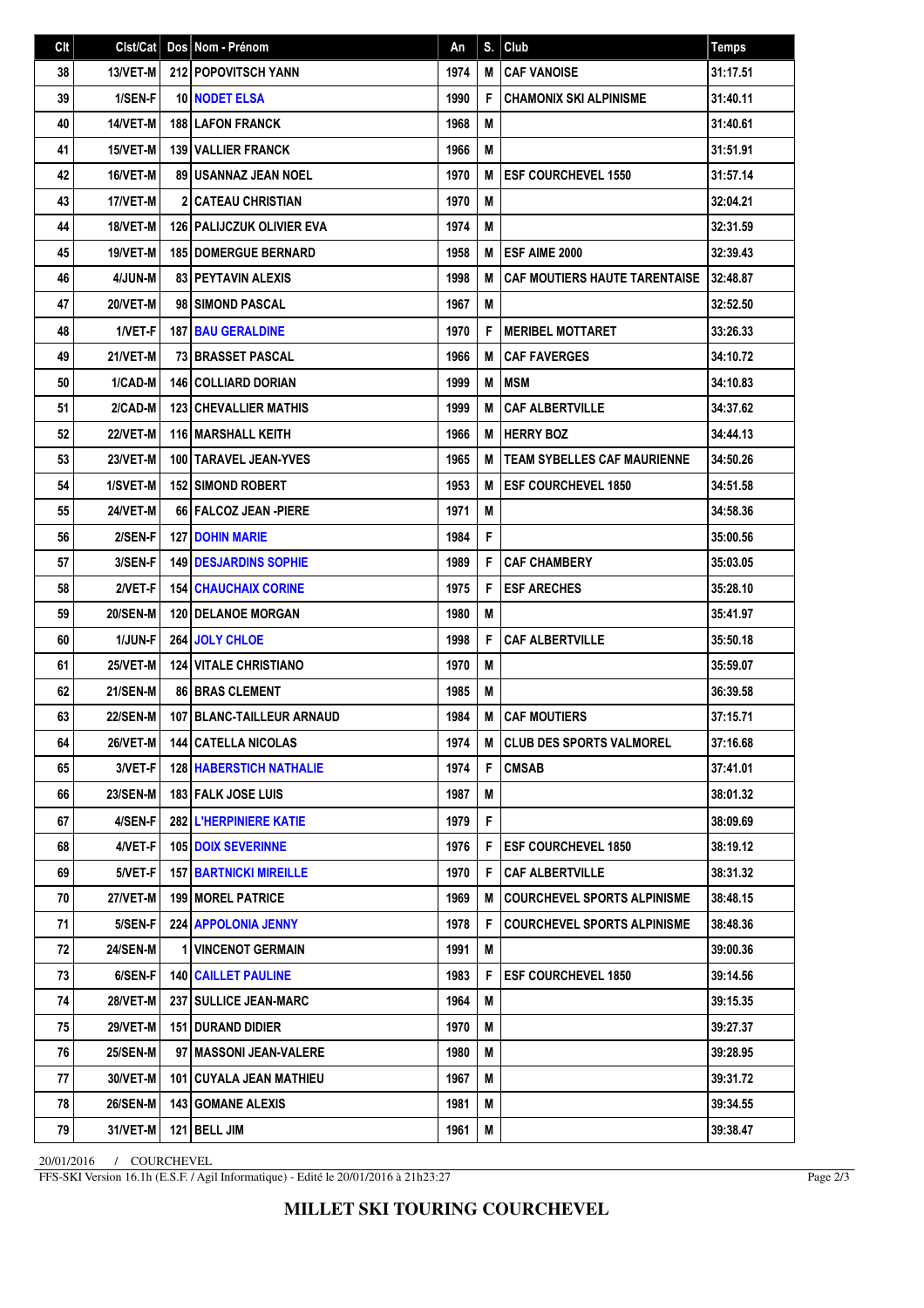| Clt | Clst/Cat | Dos | Nom - Prénom | An | S. | Club | Temps |
|---|---|---|---|---|---|---|---|
| 38 | 13/VET-M | 212 | POPOVITSCH YANN | 1974 | M | CAF VANOISE | 31:17.51 |
| 39 | 1/SEN-F | 10 | NODET ELSA | 1990 | F | CHAMONIX SKI ALPINISME | 31:40.11 |
| 40 | 14/VET-M | 188 | LAFON FRANCK | 1968 | M | | 31:40.61 |
| 41 | 15/VET-M | 139 | VALLIER FRANCK | 1966 | M | | 31:51.91 |
| 42 | 16/VET-M | 89 | USANNAZ JEAN NOEL | 1970 | M | ESF COURCHEVEL 1550 | 31:57.14 |
| 43 | 17/VET-M | 2 | CATEAU CHRISTIAN | 1970 | M | | 32:04.21 |
| 44 | 18/VET-M | 126 | PALIJCZUK OLIVIER EVA | 1974 | M | | 32:31.59 |
| 45 | 19/VET-M | 185 | DOMERGUE BERNARD | 1958 | M | ESF AIME 2000 | 32:39.43 |
| 46 | 4/JUN-M | 83 | PEYTAVIN ALEXIS | 1998 | M | CAF MOUTIERS HAUTE TARENTAISE | 32:48.87 |
| 47 | 20/VET-M | 98 | SIMOND PASCAL | 1967 | M | | 32:52.50 |
| 48 | 1/VET-F | 187 | BAU GERALDINE | 1970 | F | MERIBEL MOTTARET | 33:26.33 |
| 49 | 21/VET-M | 73 | BRASSET PASCAL | 1966 | M | CAF FAVERGES | 34:10.72 |
| 50 | 1/CAD-M | 146 | COLLIARD DORIAN | 1999 | M | MSM | 34:10.83 |
| 51 | 2/CAD-M | 123 | CHEVALLIER MATHIS | 1999 | M | CAF ALBERTVILLE | 34:37.62 |
| 52 | 22/VET-M | 116 | MARSHALL KEITH | 1966 | M | HERRY BOZ | 34:44.13 |
| 53 | 23/VET-M | 100 | TARAVEL JEAN-YVES | 1965 | M | TEAM SYBELLES CAF MAURIENNE | 34:50.26 |
| 54 | 1/SVET-M | 152 | SIMOND ROBERT | 1953 | M | ESF COURCHEVEL 1850 | 34:51.58 |
| 55 | 24/VET-M | 66 | FALCOZ JEAN -PIERE | 1971 | M | | 34:58.36 |
| 56 | 2/SEN-F | 127 | DOHIN MARIE | 1984 | F | | 35:00.56 |
| 57 | 3/SEN-F | 149 | DESJARDINS SOPHIE | 1989 | F | CAF CHAMBERY | 35:03.05 |
| 58 | 2/VET-F | 154 | CHAUCHAIX CORINE | 1975 | F | ESF ARECHES | 35:28.10 |
| 59 | 20/SEN-M | 120 | DELANOE MORGAN | 1980 | M | | 35:41.97 |
| 60 | 1/JUN-F | 264 | JOLY CHLOE | 1998 | F | CAF ALBERTVILLE | 35:50.18 |
| 61 | 25/VET-M | 124 | VITALE CHRISTIANO | 1970 | M | | 35:59.07 |
| 62 | 21/SEN-M | 86 | BRAS CLEMENT | 1985 | M | | 36:39.58 |
| 63 | 22/SEN-M | 107 | BLANC-TAILLEUR ARNAUD | 1984 | M | CAF MOUTIERS | 37:15.71 |
| 64 | 26/VET-M | 144 | CATELLA NICOLAS | 1974 | M | CLUB DES SPORTS VALMOREL | 37:16.68 |
| 65 | 3/VET-F | 128 | HABERSTICH NATHALIE | 1974 | F | CMSAB | 37:41.01 |
| 66 | 23/SEN-M | 183 | FALK JOSE LUIS | 1987 | M | | 38:01.32 |
| 67 | 4/SEN-F | 282 | L'HERPINIERE KATIE | 1979 | F | | 38:09.69 |
| 68 | 4/VET-F | 105 | DOIX SEVERINNE | 1976 | F | ESF COURCHEVEL 1850 | 38:19.12 |
| 69 | 5/VET-F | 157 | BARTNICKI MIREILLE | 1970 | F | CAF ALBERTVILLE | 38:31.32 |
| 70 | 27/VET-M | 199 | MOREL PATRICE | 1969 | M | COURCHEVEL SPORTS ALPINISME | 38:48.15 |
| 71 | 5/SEN-F | 224 | APPOLONIA JENNY | 1978 | F | COURCHEVEL SPORTS ALPINISME | 38:48.36 |
| 72 | 24/SEN-M | 1 | VINCENOT GERMAIN | 1991 | M | | 39:00.36 |
| 73 | 6/SEN-F | 140 | CAILLET PAULINE | 1983 | F | ESF COURCHEVEL 1850 | 39:14.56 |
| 74 | 28/VET-M | 237 | SULLICE JEAN-MARC | 1964 | M | | 39:15.35 |
| 75 | 29/VET-M | 151 | DURAND DIDIER | 1970 | M | | 39:27.37 |
| 76 | 25/SEN-M | 97 | MASSONI JEAN-VALERE | 1980 | M | | 39:28.95 |
| 77 | 30/VET-M | 101 | CUYALA JEAN MATHIEU | 1967 | M | | 39:31.72 |
| 78 | 26/SEN-M | 143 | GOMANE ALEXIS | 1981 | M | | 39:34.55 |
| 79 | 31/VET-M | 121 | BELL JIM | 1961 | M | | 39:38.47 |

20/01/2016 / COURCHEVEL

FFS-SKI Version 16.1h (E.S.F. / Agil Informatique) - Edité le 20/01/2016 à 21h23:27

**MILLET SKI TOURING COURCHEVEL**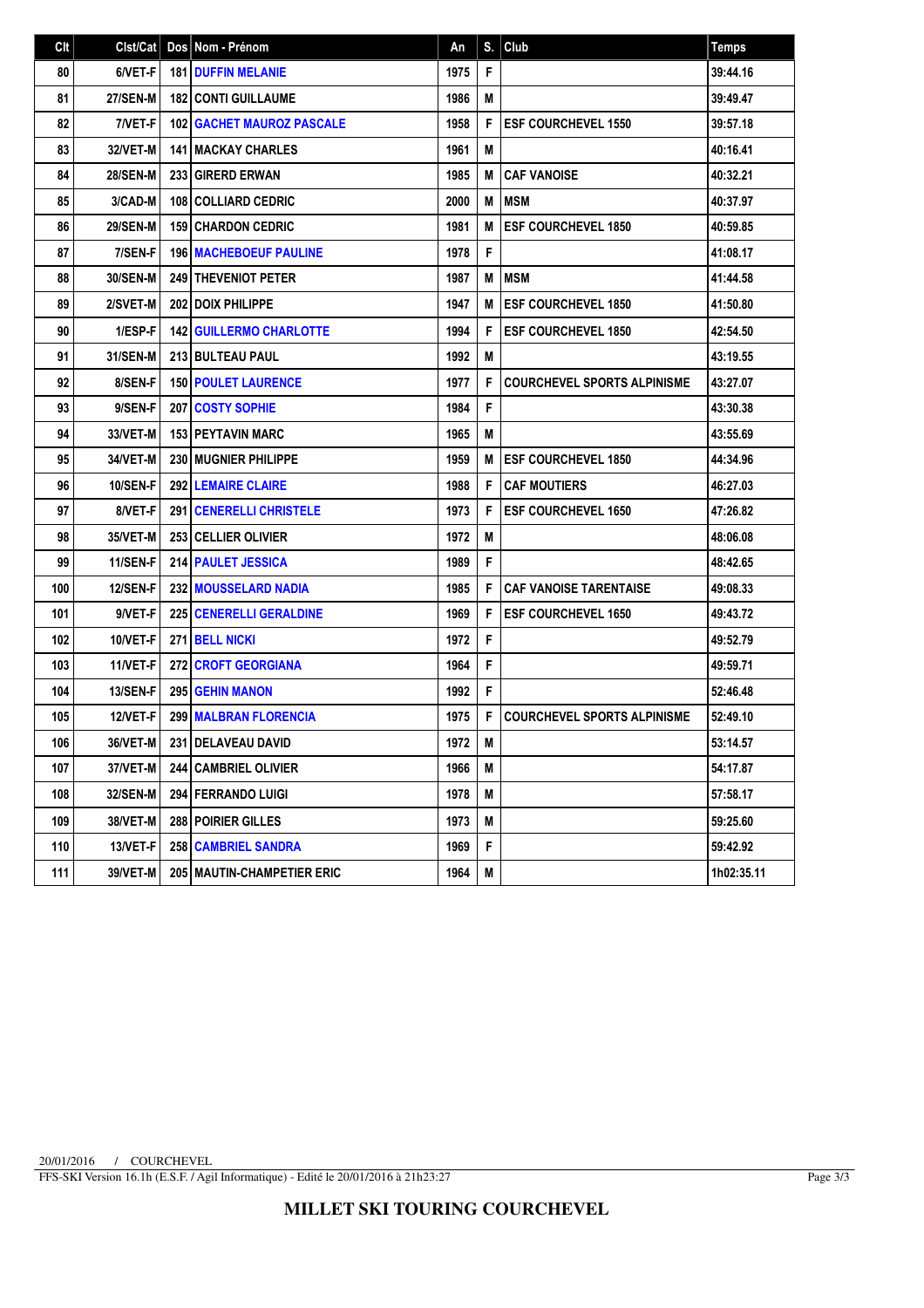| Clt | Clst/Cat | Dos | Nom - Prénom | An | S. | Club | Temps |
|---|---|---|---|---|---|---|---|
| 80 | 6/VET-F | 181 | DUFFIN MELANIE | 1975 | F | | 39:44.16 |
| 81 | 27/SEN-M | 182 | CONTI GUILLAUME | 1986 | M | | 39:49.47 |
| 82 | 7/VET-F | 102 | GACHET MAUROZ PASCALE | 1958 | F | ESF COURCHEVEL 1550 | 39:57.18 |
| 83 | 32/VET-M | 141 | MACKAY CHARLES | 1961 | M | | 40:16.41 |
| 84 | 28/SEN-M | 233 | GIRERD ERWAN | 1985 | M | CAF VANOISE | 40:32.21 |
| 85 | 3/CAD-M | 108 | COLLIARD CEDRIC | 2000 | M | MSM | 40:37.97 |
| 86 | 29/SEN-M | 159 | CHARDON CEDRIC | 1981 | M | ESF COURCHEVEL 1850 | 40:59.85 |
| 87 | 7/SEN-F | 196 | MACHEBOEUF PAULINE | 1978 | F | | 41:08.17 |
| 88 | 30/SEN-M | 249 | THEVENIOT PETER | 1987 | M | MSM | 41:44.58 |
| 89 | 2/SVET-M | 202 | DOIX PHILIPPE | 1947 | M | ESF COURCHEVEL 1850 | 41:50.80 |
| 90 | 1/ESP-F | 142 | GUILLERMO CHARLOTTE | 1994 | F | ESF COURCHEVEL 1850 | 42:54.50 |
| 91 | 31/SEN-M | 213 | BULTEAU PAUL | 1992 | M | | 43:19.55 |
| 92 | 8/SEN-F | 150 | POULET LAURENCE | 1977 | F | COURCHEVEL SPORTS ALPINISME | 43:27.07 |
| 93 | 9/SEN-F | 207 | COSTY SOPHIE | 1984 | F | | 43:30.38 |
| 94 | 33/VET-M | 153 | PEYTAVIN MARC | 1965 | M | | 43:55.69 |
| 95 | 34/VET-M | 230 | MUGNIER PHILIPPE | 1959 | M | ESF COURCHEVEL 1850 | 44:34.96 |
| 96 | 10/SEN-F | 292 | LEMAIRE CLAIRE | 1988 | F | CAF MOUTIERS | 46:27.03 |
| 97 | 8/VET-F | 291 | CENERELLI CHRISTELE | 1973 | F | ESF COURCHEVEL 1650 | 47:26.82 |
| 98 | 35/VET-M | 253 | CELLIER OLIVIER | 1972 | M | | 48:06.08 |
| 99 | 11/SEN-F | 214 | PAULET JESSICA | 1989 | F | | 48:42.65 |
| 100 | 12/SEN-F | 232 | MOUSSELARD NADIA | 1985 | F | CAF VANOISE TARENTAISE | 49:08.33 |
| 101 | 9/VET-F | 225 | CENERELLI GERALDINE | 1969 | F | ESF COURCHEVEL 1650 | 49:43.72 |
| 102 | 10/VET-F | 271 | BELL NICKI | 1972 | F | | 49:52.79 |
| 103 | 11/VET-F | 272 | CROFT GEORGIANA | 1964 | F | | 49:59.71 |
| 104 | 13/SEN-F | 295 | GEHIN MANON | 1992 | F | | 52:46.48 |
| 105 | 12/VET-F | 299 | MALBRAN FLORENCIA | 1975 | F | COURCHEVEL SPORTS ALPINISME | 52:49.10 |
| 106 | 36/VET-M | 231 | DELAVEAU DAVID | 1972 | M | | 53:14.57 |
| 107 | 37/VET-M | 244 | CAMBRIEL OLIVIER | 1966 | M | | 54:17.87 |
| 108 | 32/SEN-M | 294 | FERRANDO LUIGI | 1978 | M | | 57:58.17 |
| 109 | 38/VET-M | 288 | POIRIER GILLES | 1973 | M | | 59:25.60 |
| 110 | 13/VET-F | 258 | CAMBRIEL SANDRA | 1969 | F | | 59:42.92 |
| 111 | 39/VET-M | 205 | MAUTIN-CHAMPETIER ERIC | 1964 | M | | 1h02:35.11 |

20/01/2016 / COURCHEVEL

FFS-SKI Version 16.1h (E.S.F. / Agil Informatique) - Edité le 20/01/2016 à 21h23:27

**MILLET SKI TOURING COURCHEVEL**